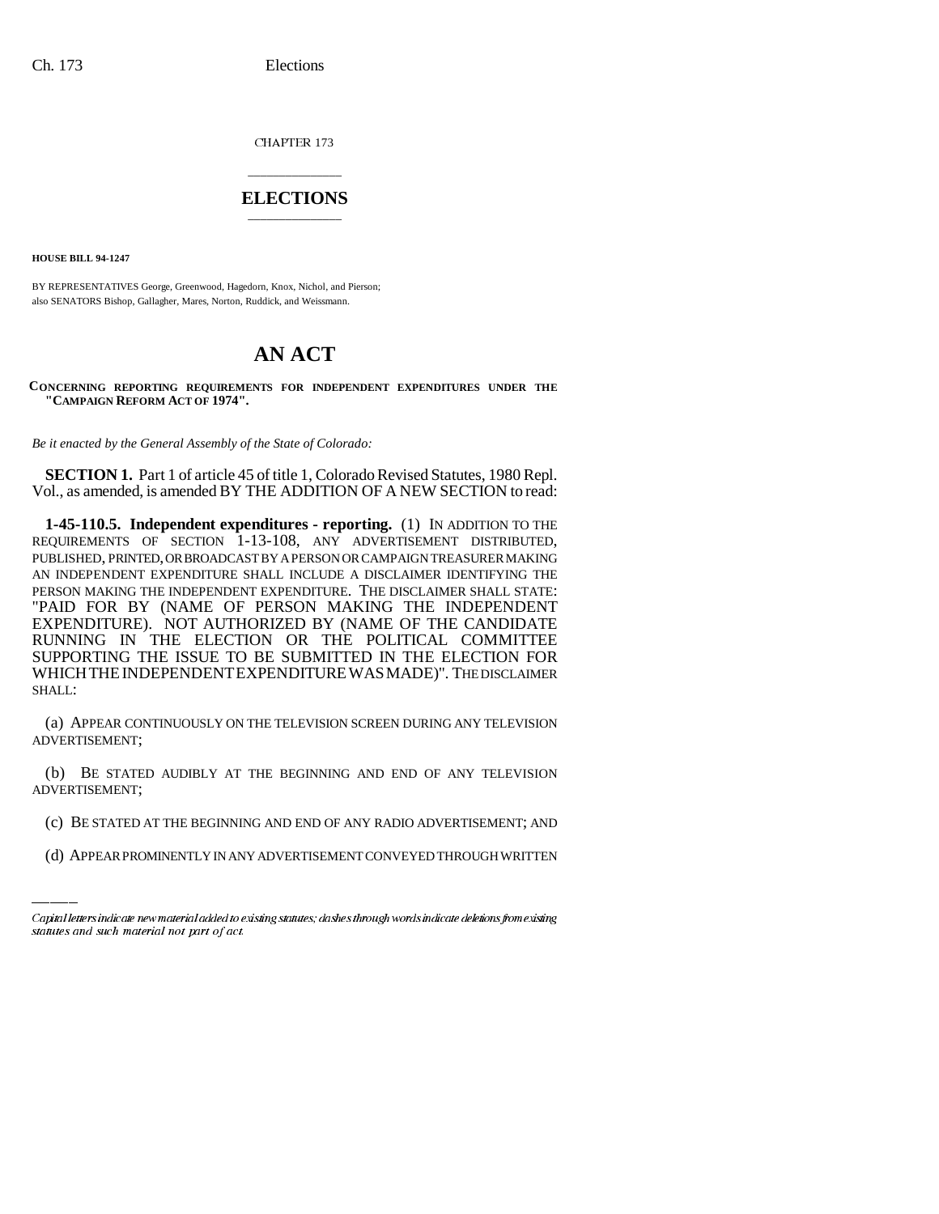CHAPTER 173

# ELECTIONS

**HOUSE BILL 94-1247**

BY REPRESENTATIVES George, Greenwood, Hagedorn, Knox, Nichol, and Pierson; also SENATORS Bishop, Gallagher, Mares, Norton, Ruddick, and Weissmann.

# AN ACT

**CONCERNING REPORTING REQUIREMENTS FOR INDEPENDENT EXPENDITURES UNDER THE "CAMPAIGN REFORM ACT OF 1974".**

*Be it enacted by the General Assembly of the State of Colorado:*

**SECTION 1.** Part 1 of article 45 of title 1, Colorado Revised Statutes, 1980 Repl. Vol., as amended, is amended BY THE ADDITION OF A NEW SECTION to read:

**1-45-110.5. Independent expenditures - reporting.** (1) IN ADDITION TO THE REQUIREMENTS OF SECTION 1-13-108, ANY ADVERTISEMENT DISTRIBUTED, PUBLISHED, PRINTED, OR BROADCAST BY A PERSON OR CAMPAIGN TREASURER MAKING AN INDEPENDENT EXPENDITURE SHALL INCLUDE A DISCLAIMER IDENTIFYING THE PERSON MAKING THE INDEPENDENT EXPENDITURE. THE DISCLAIMER SHALL STATE: "PAID FOR BY (NAME OF PERSON MAKING THE INDEPENDENT EXPENDITURE). NOT AUTHORIZED BY (NAME OF THE CANDIDATE RUNNING IN THE ELECTION OR THE POLITICAL COMMITTEE SUPPORTING THE ISSUE TO BE SUBMITTED IN THE ELECTION FOR WHICH THE INDEPENDENT EXPENDITURE WAS MADE)". THE DISCLAIMER SHALL:

(a) APPEAR CONTINUOUSLY ON THE TELEVISION SCREEN DURING ANY TELEVISION ADVERTISEMENT;

(b) BE STATED AUDIBLY AT THE BEGINNING AND END OF ANY TELEVISION ADVERTISEMENT;

(c) BE STATED AT THE BEGINNING AND END OF ANY RADIO ADVERTISEMENT; AND

(d) APPEAR PROMINENTLY IN ANY ADVERTISEMENT CONVEYED THROUGH WRITTEN

Capital letters indicate new material added to existing statutes; dashes through words indicate deletions from existing statutes and such material not part of act.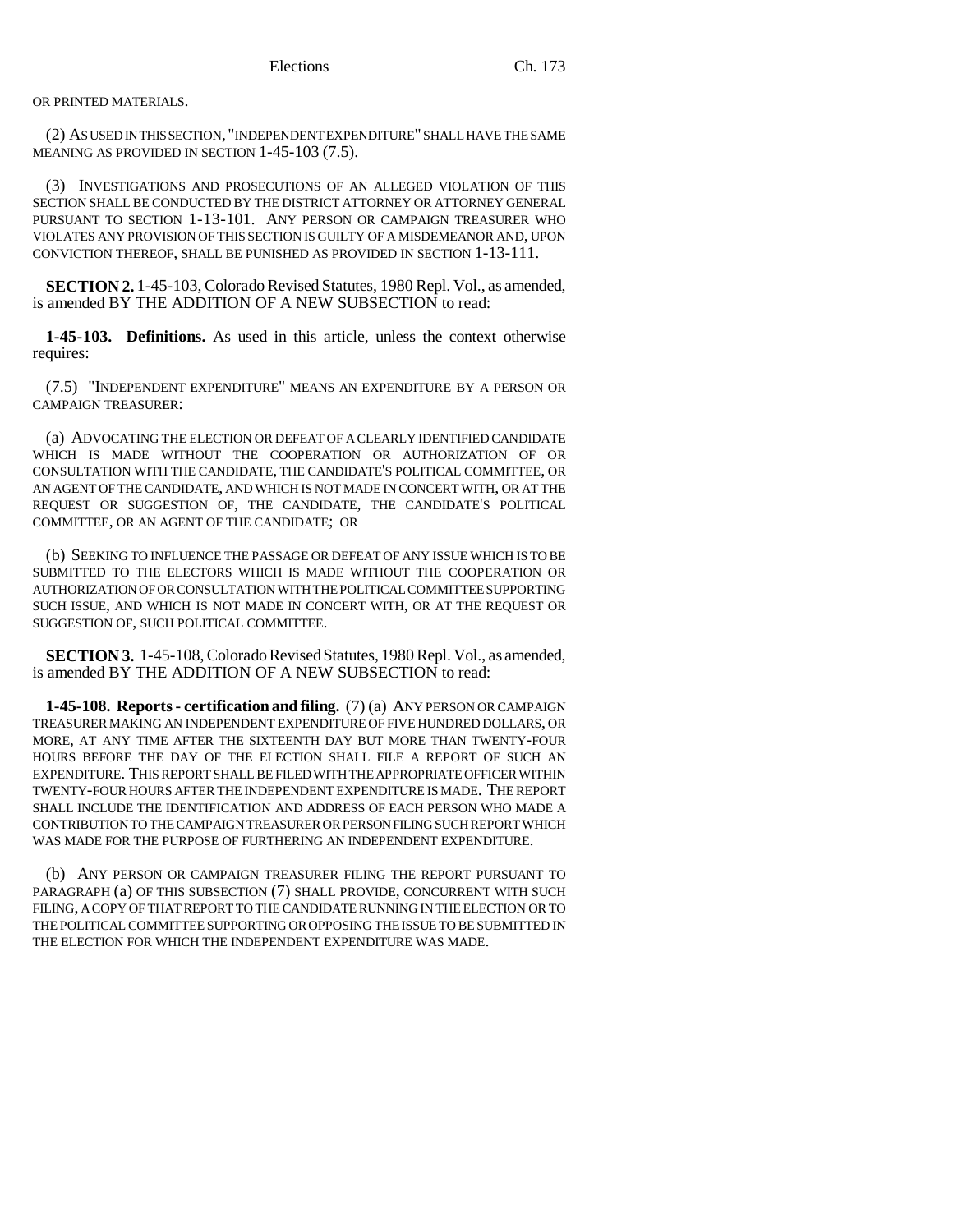OR PRINTED MATERIALS.

(2) AS USED IN THIS SECTION, "INDEPENDENT EXPENDITURE" SHALL HAVE THE SAME MEANING AS PROVIDED IN SECTION 1-45-103 (7.5).

(3) INVESTIGATIONS AND PROSECUTIONS OF AN ALLEGED VIOLATION OF THIS SECTION SHALL BE CONDUCTED BY THE DISTRICT ATTORNEY OR ATTORNEY GENERAL PURSUANT TO SECTION 1-13-101. ANY PERSON OR CAMPAIGN TREASURER WHO VIOLATES ANY PROVISION OF THIS SECTION IS GUILTY OF A MISDEMEANOR AND, UPON CONVICTION THEREOF, SHALL BE PUNISHED AS PROVIDED IN SECTION 1-13-111.

**SECTION 2.** 1-45-103, Colorado Revised Statutes, 1980 Repl. Vol., as amended, is amended BY THE ADDITION OF A NEW SUBSECTION to read:

**1-45-103. Definitions.** As used in this article, unless the context otherwise requires:

(7.5) "INDEPENDENT EXPENDITURE" MEANS AN EXPENDITURE BY A PERSON OR CAMPAIGN TREASURER:

(a) ADVOCATING THE ELECTION OR DEFEAT OF A CLEARLY IDENTIFIED CANDIDATE WHICH IS MADE WITHOUT THE COOPERATION OR AUTHORIZATION OF OR CONSULTATION WITH THE CANDIDATE, THE CANDIDATE'S POLITICAL COMMITTEE, OR AN AGENT OF THE CANDIDATE, AND WHICH IS NOT MADE IN CONCERT WITH, OR AT THE REQUEST OR SUGGESTION OF, THE CANDIDATE, THE CANDIDATE'S POLITICAL COMMITTEE, OR AN AGENT OF THE CANDIDATE; OR

(b) SEEKING TO INFLUENCE THE PASSAGE OR DEFEAT OF ANY ISSUE WHICH IS TO BE SUBMITTED TO THE ELECTORS WHICH IS MADE WITHOUT THE COOPERATION OR AUTHORIZATION OF OR CONSULTATION WITH THE POLITICAL COMMITTEE SUPPORTING SUCH ISSUE, AND WHICH IS NOT MADE IN CONCERT WITH, OR AT THE REQUEST OR SUGGESTION OF, SUCH POLITICAL COMMITTEE.

**SECTION 3.** 1-45-108, Colorado Revised Statutes, 1980 Repl. Vol., as amended, is amended BY THE ADDITION OF A NEW SUBSECTION to read:

**1-45-108. Reports - certification and filing.** (7) (a) ANY PERSON OR CAMPAIGN TREASURER MAKING AN INDEPENDENT EXPENDITURE OF FIVE HUNDRED DOLLARS, OR MORE, AT ANY TIME AFTER THE SIXTEENTH DAY BUT MORE THAN TWENTY-FOUR HOURS BEFORE THE DAY OF THE ELECTION SHALL FILE A REPORT OF SUCH AN EXPENDITURE. THIS REPORT SHALL BE FILED WITH THE APPROPRIATE OFFICER WITHIN TWENTY-FOUR HOURS AFTER THE INDEPENDENT EXPENDITURE IS MADE. THE REPORT SHALL INCLUDE THE IDENTIFICATION AND ADDRESS OF EACH PERSON WHO MADE A CONTRIBUTION TO THE CAMPAIGN TREASURER OR PERSON FILING SUCH REPORT WHICH WAS MADE FOR THE PURPOSE OF FURTHERING AN INDEPENDENT EXPENDITURE.

(b) ANY PERSON OR CAMPAIGN TREASURER FILING THE REPORT PURSUANT TO PARAGRAPH (a) OF THIS SUBSECTION (7) SHALL PROVIDE, CONCURRENT WITH SUCH FILING, A COPY OF THAT REPORT TO THE CANDIDATE RUNNING IN THE ELECTION OR TO THE POLITICAL COMMITTEE SUPPORTING OR OPPOSING THE ISSUE TO BE SUBMITTED IN THE ELECTION FOR WHICH THE INDEPENDENT EXPENDITURE WAS MADE.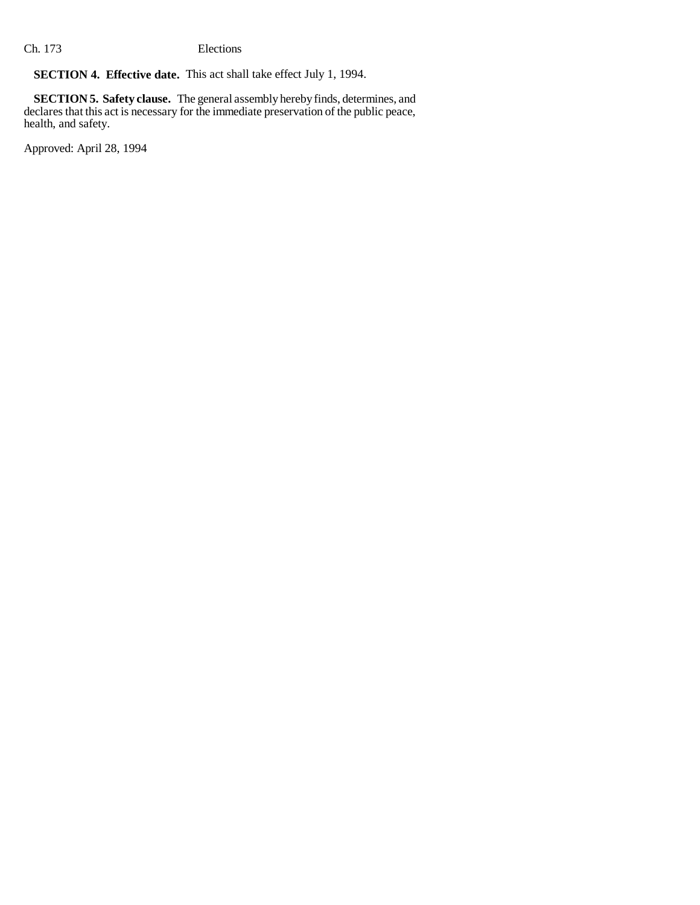**SECTION 4. Effective date.** This act shall take effect July 1, 1994.

**SECTION 5. Safety clause.** The general assembly hereby finds, determines, and declares that this act is necessary for the immediate preservation of the public peace, health, and safety.

Approved: April 28, 1994